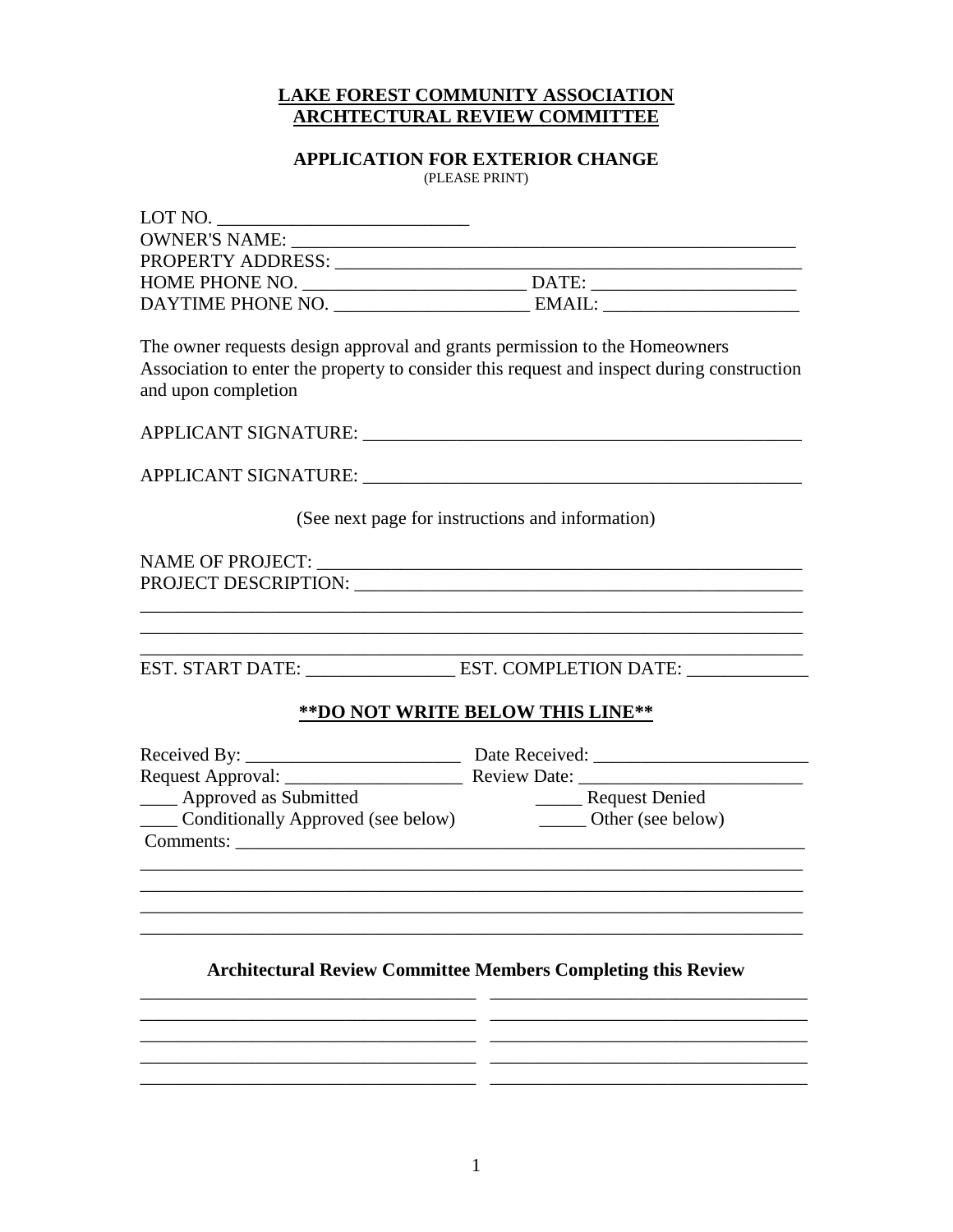**LAKE FOREST COMMUNITY ASSOCIATION**
**ARCHTECTURAL REVIEW COMMITTEE**

**APPLICATION FOR EXTERIOR CHANGE**
(PLEASE PRINT)

LOT NO. ___________________________
OWNER'S NAME: _______________________________________________________
PROPERTY ADDRESS: ___________________________________________________
HOME PHONE NO. ________________________ DATE: ______________________
DAYTIME PHONE NO. _____________________ EMAIL: _____________________

The owner requests design approval and grants permission to the Homeowners Association to enter the property to consider this request and inspect during construction and upon completion

APPLICANT SIGNATURE: ________________________________________________

APPLICANT SIGNATURE: ________________________________________________

(See next page for instructions and information)

NAME OF PROJECT: ____________________________________________________
PROJECT DESCRIPTION: ________________________________________________
_____________________________________________________________________
_____________________________________________________________________
_____________________________________________________________________
EST. START DATE: ________________ EST. COMPLETION DATE: _____________

**\*\*DO NOT WRITE BELOW THIS LINE\*\***

Received By: _______________________ Date Received: _______________________
Request Approval: ___________________ Review Date: ________________________
____ Approved as Submitted _____ Request Denied
____ Conditionally Approved (see below) _____ Other (see below)
Comments: __________________________________________________________
_____________________________________________________________________
_____________________________________________________________________
_____________________________________________________________________
_____________________________________________________________________

**Architectural Review Committee Members Completing this Review**

___________________________________ ___________________________________
___________________________________ ___________________________________
___________________________________ ___________________________________
___________________________________ ___________________________________
___________________________________ ___________________________________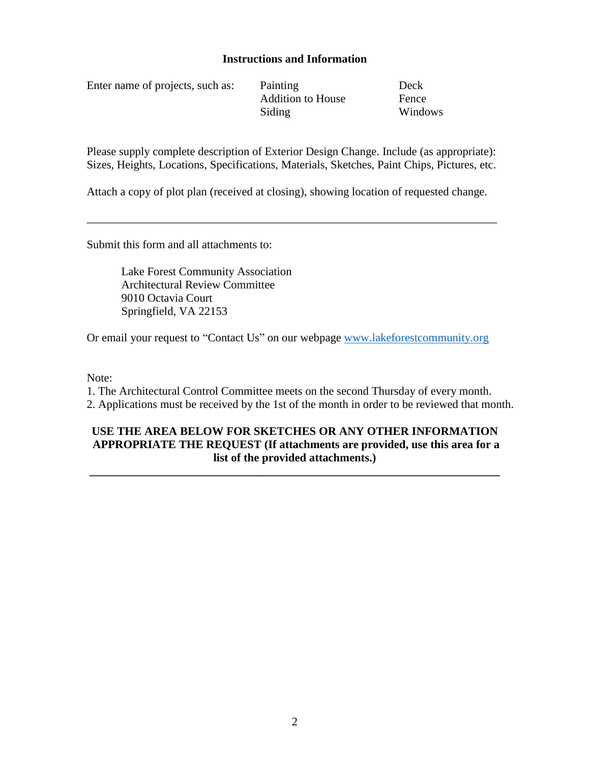## Instructions and Information

Enter name of projects, such as:

| | |
|---|---|
| Painting | Deck |
| Addition to House | Fence |
| Siding | Windows |

Please supply complete description of Exterior Design Change. Include (as appropriate): Sizes, Heights, Locations, Specifications, Materials, Sketches, Paint Chips, Pictures, etc.

Attach a copy of plot plan (received at closing), showing location of requested change.

---

Submit this form and all attachments to:

Lake Forest Community Association
Architectural Review Committee
9010 Octavia Court
Springfield, VA 22153

Or email your request to "Contact Us" on our webpage [www.lakeforestcommunity.org](http://www.lakeforestcommunity.org)

Note:

1. The Architectural Control Committee meets on the second Thursday of every month.
2. Applications must be received by the 1st of the month in order to be reviewed that month.

**USE THE AREA BELOW FOR SKETCHES OR ANY OTHER INFORMATION APPROPRIATE THE REQUEST (If attachments are provided, use this area for a list of the provided attachments.)**

---